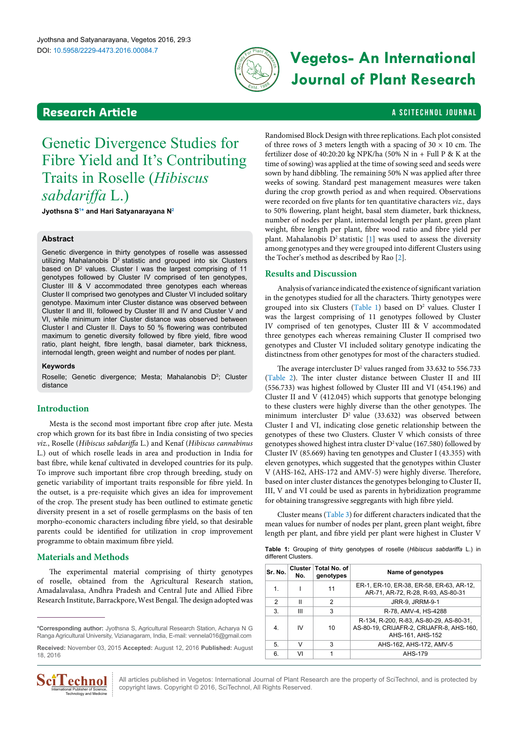Research Article

# Genetic Divergence Studies for Fibre Yield and It's Contributing Traits in Roselle (*Hibiscus sabdariffa* L.)

**Jyothsna S[1*] and Hari Satyanarayana N[2]**

## Abstract

Genetic divergence in thirty genotypes of roselle was assessed utilizing Mahalanobis $D^2$ statistic and grouped into six Clusters based on $D^2$ values. Cluster I was the largest comprising of 11 genotypes followed by Cluster IV comprised of ten genotypes, Cluster III & V accommodated three genotypes each whereas Cluster II comprised two genotypes and Cluster VI included solitary genotype. Maximum inter Cluster distance was observed between Cluster II and III, followed by Cluster III and IV and Cluster V and VI, while minimum inter Cluster distance was observed between Cluster I and Cluster II. Days to 50 % flowering was contributed maximum to genetic diversity followed by fibre yield, fibre wood ratio, plant height, fibre length, basal diameter, bark thickness, internodal length, green weight and number of nodes per plant.

### Keywords

Roselle; Genetic divergence; Mesta; Mahalanobis $D^2$; Cluster distance

## Introduction

Mesta is the second most important fibre crop after jute. Mesta crop which grown for its bast fibre in India consisting of two species *viz.*, Roselle (*Hibiscus sabdariffa* L.) and Kenaf (*Hibiscus cannabinus* L.) out of which roselle leads in area and production in India for bast fibre, while kenaf cultivated in developed countries for its pulp. To improve such important fibre crop through breeding, study on genetic variability of important traits responsible for fibre yield. In the outset, is a pre-requisite which gives an idea for improvement of the crop. The present study has been outlined to estimate genetic diversity present in a set of roselle germplasms on the basis of ten morpho-economic characters including fibre yield, so that desirable parents could be identified for utilization in crop improvement programme to obtain maximum fibre yield.

## Materials and Methods

The experimental material comprising of thirty genotypes of roselle, obtained from the Agricultural Research station, Amadalavalasa, Andhra Pradesh and Central Jute and Allied Fibre Research Institute, Barrackpore, West Bengal. The design adopted was Randomised Block Design with three replications. Each plot consisted of three rows of 3 meters length with a spacing of 30 × 10 cm. The fertilizer dose of 40:20:20 kg NPK/ha (50% N in + Full P & K at the time of sowing) was applied at the time of sowing seed and seeds were sown by hand dibbling. The remaining 50% N was applied after three weeks of sowing. Standard pest management measures were taken during the crop growth period as and when required. Observations were recorded on five plants for ten quantitative characters *viz.*, days to 50% flowering, plant height, basal stem diameter, bark thickness, number of nodes per plant, internodal length per plant, green plant weight, fibre length per plant, fibre wood ratio and fibre yield per plant. Mahalanobis $D^2$ statistic [1] was used to assess the diversity among genotypes and they were grouped into different Clusters using the Tocher's method as described by Rao [2].

## Results and Discussion

Analysis of variance indicated the existence of significant variation in the genotypes studied for all the characters. Thirty genotypes were grouped into six Clusters (Table 1) based on $D^2$ values. Cluster I was the largest comprising of 11 genotypes followed by Cluster IV comprised of ten genotypes, Cluster III & V accommodated three genotypes each whereas remaining Cluster II comprised two genotypes and Cluster VI included solitary genotype indicating the distinctness from other genotypes for most of the characters studied.

The average intercluster $D^2$ values ranged from 33.632 to 556.733 (Table 2). The inter cluster distance between Cluster II and III (556.733) was highest followed by Cluster III and VI (454.196) and Cluster II and V (412.045) which supports that genotype belonging to these clusters were highly diverse than the other genotypes. The minimum intercluster $D^2$ value (33.632) was observed between Cluster I and VI, indicating close genetic relationship between the genotypes of these two Clusters. Cluster V which consists of three genotypes showed highest intra cluster $D^2$ value (167.580) followed by Cluster IV (85.669) having ten genotypes and Cluster I (43.355) with eleven genotypes, which suggested that the genotypes within Cluster V (AHS-162, AHS-172 and AMV-5) were highly diverse. Therefore, based on inter cluster distances the genotypes belonging to Cluster II, III, V and VI could be used as parents in hybridization programme for obtaining transgressive seggregants with high fibre yield.

Cluster means (Table 3) for different characters indicated that the mean values for number of nodes per plant, green plant weight, fibre length per plant, and fibre yield per plant were highest in Cluster V

**Table 1:** Grouping of thirty genotypes of roselle (*Hibiscus sabdariffa* L.) in different Clusters.

| Sr. No. | Cluster No. | Total No. of genotypes | Name of genotypes |
|---|---|---|---|
| 1. | I | 11 | ER-1, ER-10, ER-38, ER-58, ER-63, AR-12, AR-71, AR-72, R-28, R-93, AS-80-31 |
| 2 | II | 2 | JRR-9, JRRM-9-1 |
| 3. | III | 3 | R-78, AMV-4, HS-4288 |
| 4. | IV | 10 | R-134, R-200, R-83, AS-80-29, AS-80-31, AS-80-19, CRIJAFR-2, CRIJAFR-8, AHS-160, AHS-161, AHS-152 |
| 5. | V | 3 | AHS-162, AHS-172, AMV-5 |
| 6. | VI | 1 | AHS-179 |

*Corresponding author: Jyothsna S, Agricultural Research Station, Acharya N G Ranga Agricultural University, Vizianagaram, India, E-mail: vennela016@gmail.com

**Received:** November 03, 2015 **Accepted:** August 12, 2016 **Published:** August 18, 2016

All articles published in Vegetos: International Journal of Plant Research are the property of SciTechnol, and is protected by copyright laws. Copyright © 2016, SciTechnol, All Rights Reserved.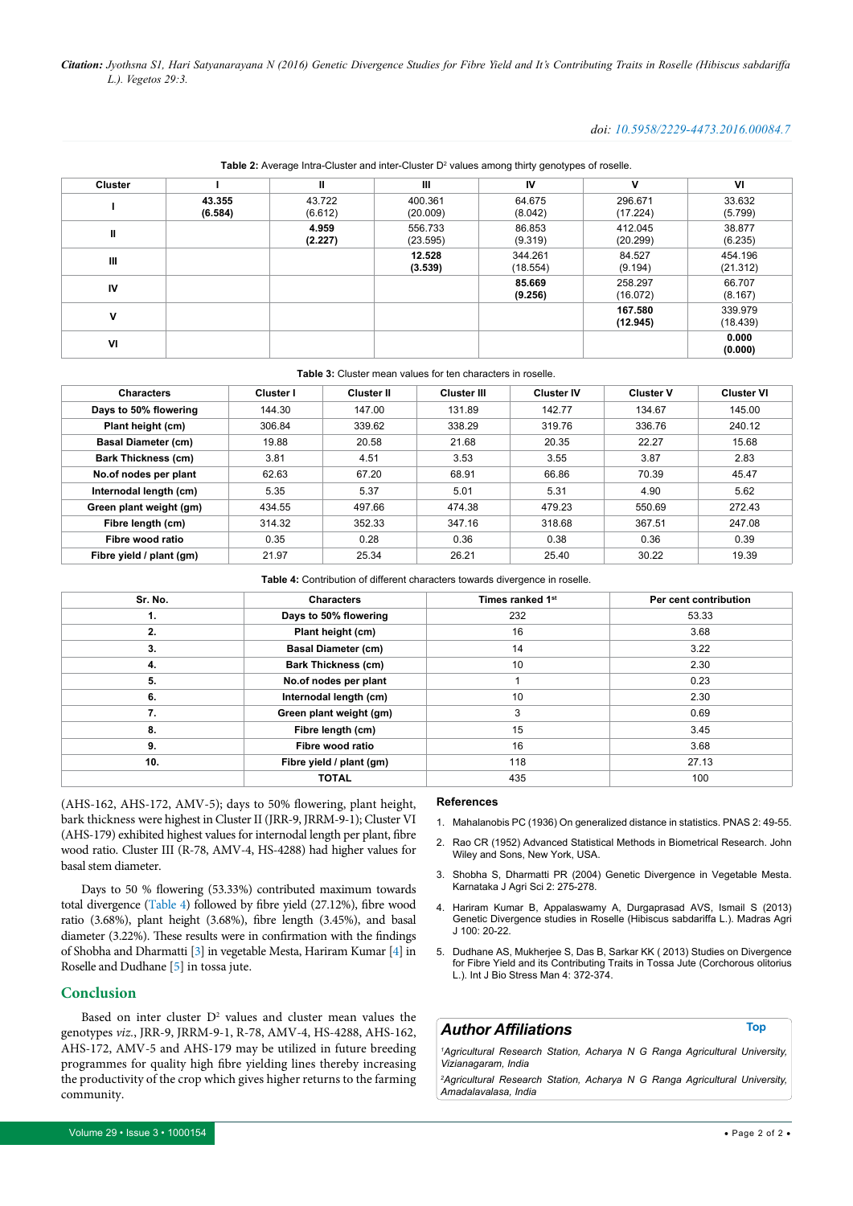**Table 2:** Average Intra-Cluster and inter-Cluster $D^2$ values among thirty genotypes of roselle.

| Cluster | I | II | III | IV | V | VI |
|---|---|---|---|---|---|---|
| I | **43.355 (6.584)** | 43.722 (6.612) | 400.361 (20.009) | 64.675 (8.042) | 296.671 (17.224) | 33.632 (5.799) |
| II | | **4.959 (2.227)** | 556.733 (23.595) | 86.853 (9.319) | 412.045 (20.299) | 38.877 (6.235) |
| III | | | **12.528 (3.539)** | 344.261 (18.554) | 84.527 (9.194) | 454.196 (21.312) |
| IV | | | | **85.669 (9.256)** | 258.297 (16.072) | 66.707 (8.167) |
| V | | | | | **167.580 (12.945)** | 339.979 (18.439) |
| VI | | | | | | **0.000 (0.000)** |

**Table 3:** Cluster mean values for ten characters in roselle.

| Characters | Cluster I | Cluster II | Cluster III | Cluster IV | Cluster V | Cluster VI |
|---|---|---|---|---|---|---|
| Days to 50% flowering | 144.30 | 147.00 | 131.89 | 142.77 | 134.67 | 145.00 |
| Plant height (cm) | 306.84 | 339.62 | 338.29 | 319.76 | 336.76 | 240.12 |
| Basal Diameter (cm) | 19.88 | 20.58 | 21.68 | 20.35 | 22.27 | 15.68 |
| Bark Thickness (cm) | 3.81 | 4.51 | 3.53 | 3.55 | 3.87 | 2.83 |
| No.of nodes per plant | 62.63 | 67.20 | 68.91 | 66.86 | 70.39 | 45.47 |
| Internodal length (cm) | 5.35 | 5.37 | 5.01 | 5.31 | 4.90 | 5.62 |
| Green plant weight (gm) | 434.55 | 497.66 | 474.38 | 479.23 | 550.69 | 272.43 |
| Fibre length (cm) | 314.32 | 352.33 | 347.16 | 318.68 | 367.51 | 247.08 |
| Fibre wood ratio | 0.35 | 0.28 | 0.36 | 0.38 | 0.36 | 0.39 |
| Fibre yield / plant (gm) | 21.97 | 25.34 | 26.21 | 25.40 | 30.22 | 19.39 |

**Table 4:** Contribution of different characters towards divergence in roselle.

| Sr. No. | Characters | Times ranked 1st | Per cent contribution |
|---|---|---|---|
| 1. | Days to 50% flowering | 232 | 53.33 |
| 2. | Plant height (cm) | 16 | 3.68 |
| 3. | Basal Diameter (cm) | 14 | 3.22 |
| 4. | Bark Thickness (cm) | 10 | 2.30 |
| 5. | No.of nodes per plant | 1 | 0.23 |
| 6. | Internodal length (cm) | 10 | 2.30 |
| 7. | Green plant weight (gm) | 3 | 0.69 |
| 8. | Fibre length (cm) | 15 | 3.45 |
| 9. | Fibre wood ratio | 16 | 3.68 |
| 10. | Fibre yield / plant (gm) | 118 | 27.13 |
| | TOTAL | 435 | 100 |

(AHS-162, AHS-172, AMV-5); days to 50% flowering, plant height, bark thickness were highest in Cluster II (JRR-9, JRRM-9-1); Cluster VI (AHS-179) exhibited highest values for internodal length per plant, fibre wood ratio. Cluster III (R-78, AMV-4, HS-4288) had higher values for basal stem diameter.

Days to 50 % flowering (53.33%) contributed maximum towards total divergence (Table 4) followed by fibre yield (27.12%), fibre wood ratio (3.68%), plant height (3.68%), fibre length (3.45%), and basal diameter (3.22%). These results were in confirmation with the findings of Shobha and Dharmatti [3] in vegetable Mesta, Hariram Kumar [4] in Roselle and Dudhane [5] in tossa jute.

## Conclusion

Based on inter cluster $D^2$ values and cluster mean values the genotypes *viz.*, JRR-9, JRRM-9-1, R-78, AMV-4, HS-4288, AHS-162, AHS-172, AMV-5 and AHS-179 may be utilized in future breeding programmes for quality high fibre yielding lines thereby increasing the productivity of the crop which gives higher returns to the farming community.

## References

1. Mahalanobis PC (1936) On generalized distance in statistics. PNAS 2: 49-55.
2. Rao CR (1952) Advanced Statistical Methods in Biometrical Research. John Wiley and Sons, New York, USA.
3. Shobha S, Dharmatti PR (2004) Genetic Divergence in Vegetable Mesta. Karnataka J Agri Sci 2: 275-278.
4. Hariram Kumar B, Appalaswamy A, Durgaprasad AVS, Ismail S (2013) Genetic Divergence studies in Roselle (Hibiscus sabdariffa L.). Madras Agri J 100: 20-22.
5. Dudhane AS, Mukherjee S, Das B, Sarkar KK ( 2013) Studies on Divergence for Fibre Yield and its Contributing Traits in Tossa Jute (Corchorous olitorius L.). Int J Bio Stress Man 4: 372-374.

## Author Affiliations

[1]Agricultural Research Station, Acharya N G Ranga Agricultural University, Vizianagaram, India

[2]Agricultural Research Station, Acharya N G Ranga Agricultural University, Amadalavalasa, India